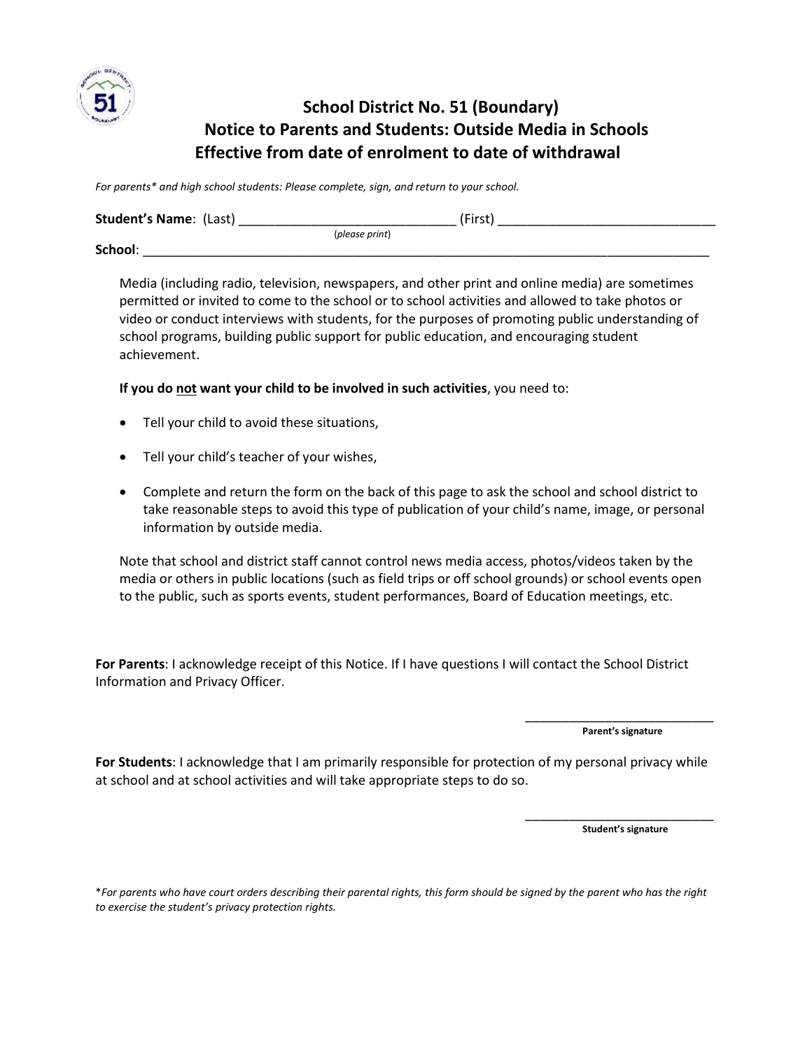# School District No. 51 (Boundary)
## Notice to Parents and Students: Outside Media in Schools
## Effective from date of enrolment to date of withdrawal

*For parents\* and high school students: Please complete, sign, and return to your school.*

**Student's Name**: (Last) ______________________________ (First) ______________________________
(*please print*)

**School**: ________________________________________________________________________________

Media (including radio, television, newspapers, and other print and online media) are sometimes permitted or invited to come to the school or to school activities and allowed to take photos or video or conduct interviews with students, for the purposes of promoting public understanding of school programs, building public support for public education, and encouraging student achievement.

**If you do <u>not</u> want your child to be involved in such activities**, you need to:

- Tell your child to avoid these situations,
- Tell your child's teacher of your wishes,
- Complete and return the form on the back of this page to ask the school and school district to take reasonable steps to avoid this type of publication of your child's name, image, or personal information by outside media.

Note that school and district staff cannot control news media access, photos/videos taken by the media or others in public locations (such as field trips or off school grounds) or school events open to the public, such as sports events, student performances, Board of Education meetings, etc.

**For Parents**: I acknowledge receipt of this Notice. If I have questions I will contact the School District Information and Privacy Officer.

______________________________
**Parent's signature**

**For Students**: I acknowledge that I am primarily responsible for protection of my personal privacy while at school and at school activities and will take appropriate steps to do so.

______________________________
**Student's signature**

\**For parents who have court orders describing their parental rights, this form should be signed by the parent who has the right to exercise the student's privacy protection rights.*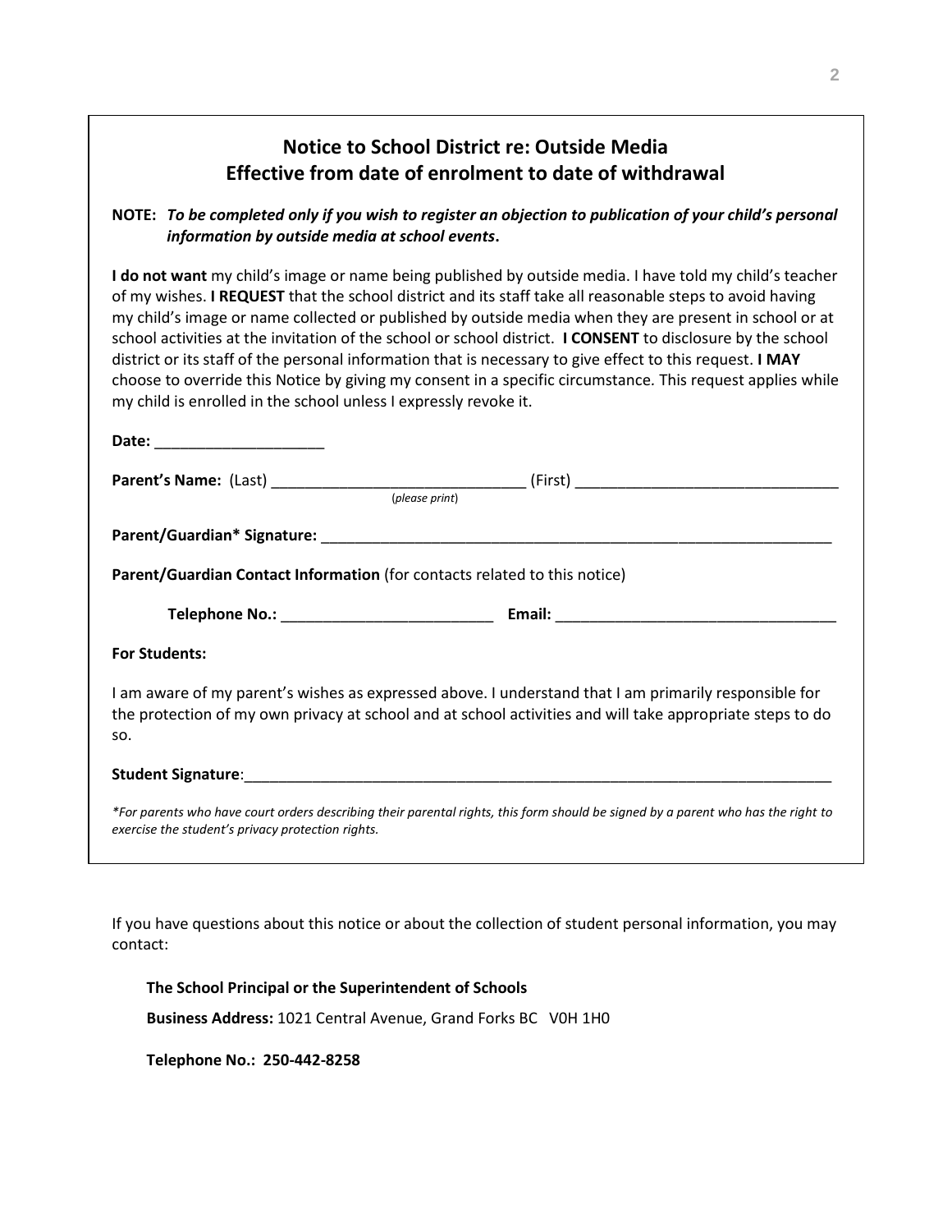## Notice to School District re: Outside Media
## Effective from date of enrolment to date of withdrawal

**NOTE:** ***To be completed only if you wish to register an objection to publication of your child's personal information by outside media at school events*.**

**I do not want** my child's image or name being published by outside media. I have told my child's teacher of my wishes. **I REQUEST** that the school district and its staff take all reasonable steps to avoid having my child's image or name collected or published by outside media when they are present in school or at school activities at the invitation of the school or school district. **I CONSENT** to disclosure by the school district or its staff of the personal information that is necessary to give effect to this request. **I MAY** choose to override this Notice by giving my consent in a specific circumstance. This request applies while my child is enrolled in the school unless I expressly revoke it.

**Date:** ____________________

**Parent's Name:** (Last) ______________________________ (First) _______________________________
(*please print*)

**Parent/Guardian* Signature:** _______________________________________________________________

**Parent/Guardian Contact Information** (for contacts related to this notice)

**Telephone No.:** _________________________ **Email:** _________________________________

**For Students:**

I am aware of my parent's wishes as expressed above. I understand that I am primarily responsible for the protection of my own privacy at school and at school activities and will take appropriate steps to do so.

**Student Signature**:_______________________________________________________________________

*\*For parents who have court orders describing their parental rights, this form should be signed by a parent who has the right to exercise the student's privacy protection rights.*

If you have questions about this notice or about the collection of student personal information, you may contact:

**The School Principal or the Superintendent of Schools**

**Business Address:** 1021 Central Avenue, Grand Forks BC V0H 1H0

**Telephone No.: 250-442-8258**